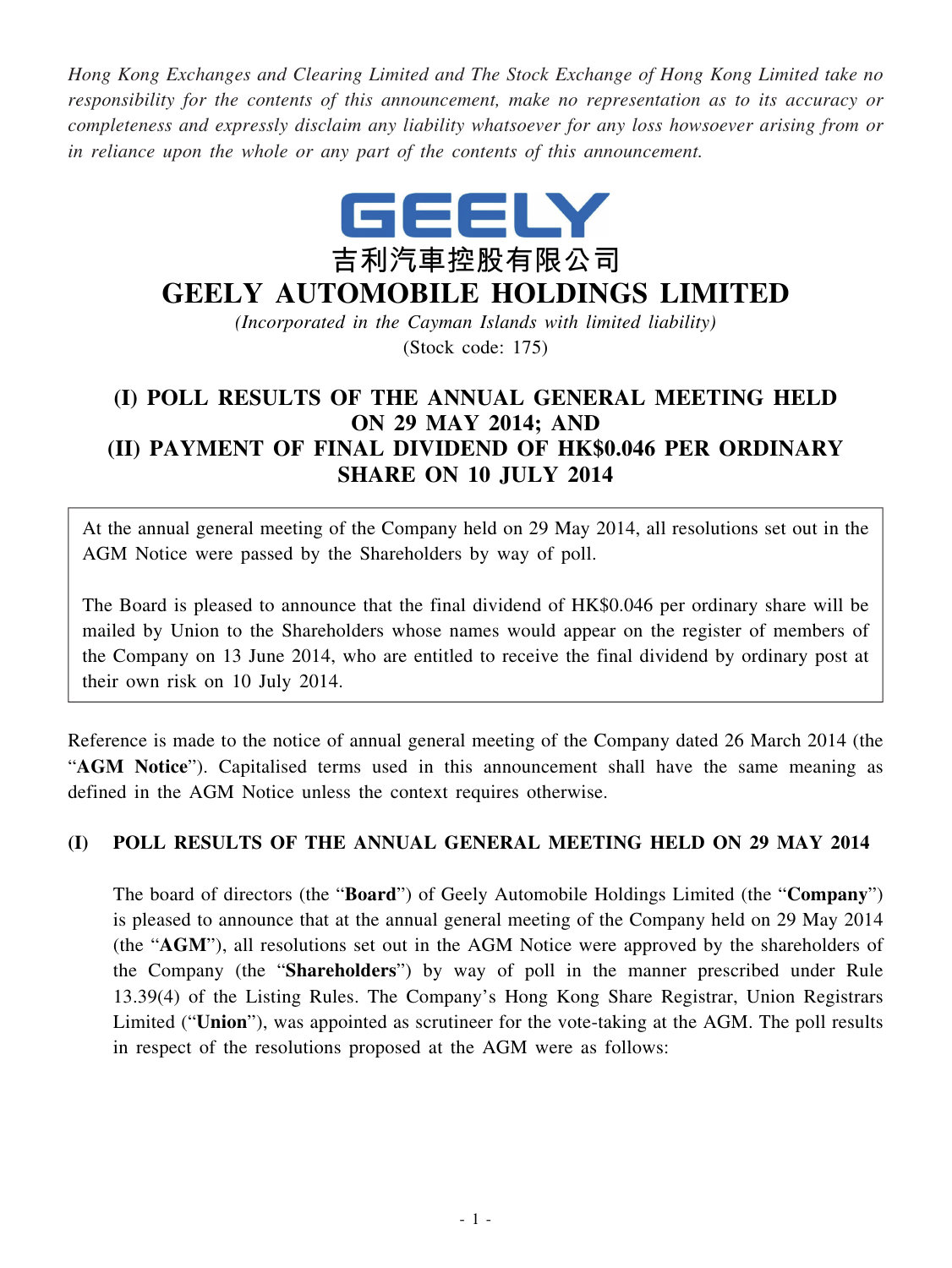*Hong Kong Exchanges and Clearing Limited and The Stock Exchange of Hong Kong Limited take no responsibility for the contents of this announcement, make no representation as to its accuracy or completeness and expressly disclaim any liability whatsoever for any loss howsoever arising from or in reliance upon the whole or any part of the contents of this announcement.*

GEELY

吉利汽車控股有限公司

# GEELY AUTOMOBILE HOLDINGS LIMITED

*(Incorporated in the Cayman Islands with limited liability)*

(Stock code: 175)

## (I) POLL RESULTS OF THE ANNUAL GENERAL MEETING HELD ON 29 MAY 2014; AND (II) PAYMENT OF FINAL DIVIDEND OF HK$0.046 PER ORDINARY SHARE ON 10 JULY 2014

At the annual general meeting of the Company held on 29 May 2014, all resolutions set out in the AGM Notice were passed by the Shareholders by way of poll.

The Board is pleased to announce that the final dividend of HK$0.046 per ordinary share will be mailed by Union to the Shareholders whose names would appear on the register of members of the Company on 13 June 2014, who are entitled to receive the final dividend by ordinary post at their own risk on 10 July 2014.

Reference is made to the notice of annual general meeting of the Company dated 26 March 2014 (the "**AGM Notice**"). Capitalised terms used in this announcement shall have the same meaning as defined in the AGM Notice unless the context requires otherwise.

### (I) POLL RESULTS OF THE ANNUAL GENERAL MEETING HELD ON 29 MAY 2014

The board of directors (the "**Board**") of Geely Automobile Holdings Limited (the "**Company**") is pleased to announce that at the annual general meeting of the Company held on 29 May 2014 (the "**AGM**"), all resolutions set out in the AGM Notice were approved by the shareholders of the Company (the "**Shareholders**") by way of poll in the manner prescribed under Rule 13.39(4) of the Listing Rules. The Company's Hong Kong Share Registrar, Union Registrars Limited ("**Union**"), was appointed as scrutineer for the vote-taking at the AGM. The poll results in respect of the resolutions proposed at the AGM were as follows: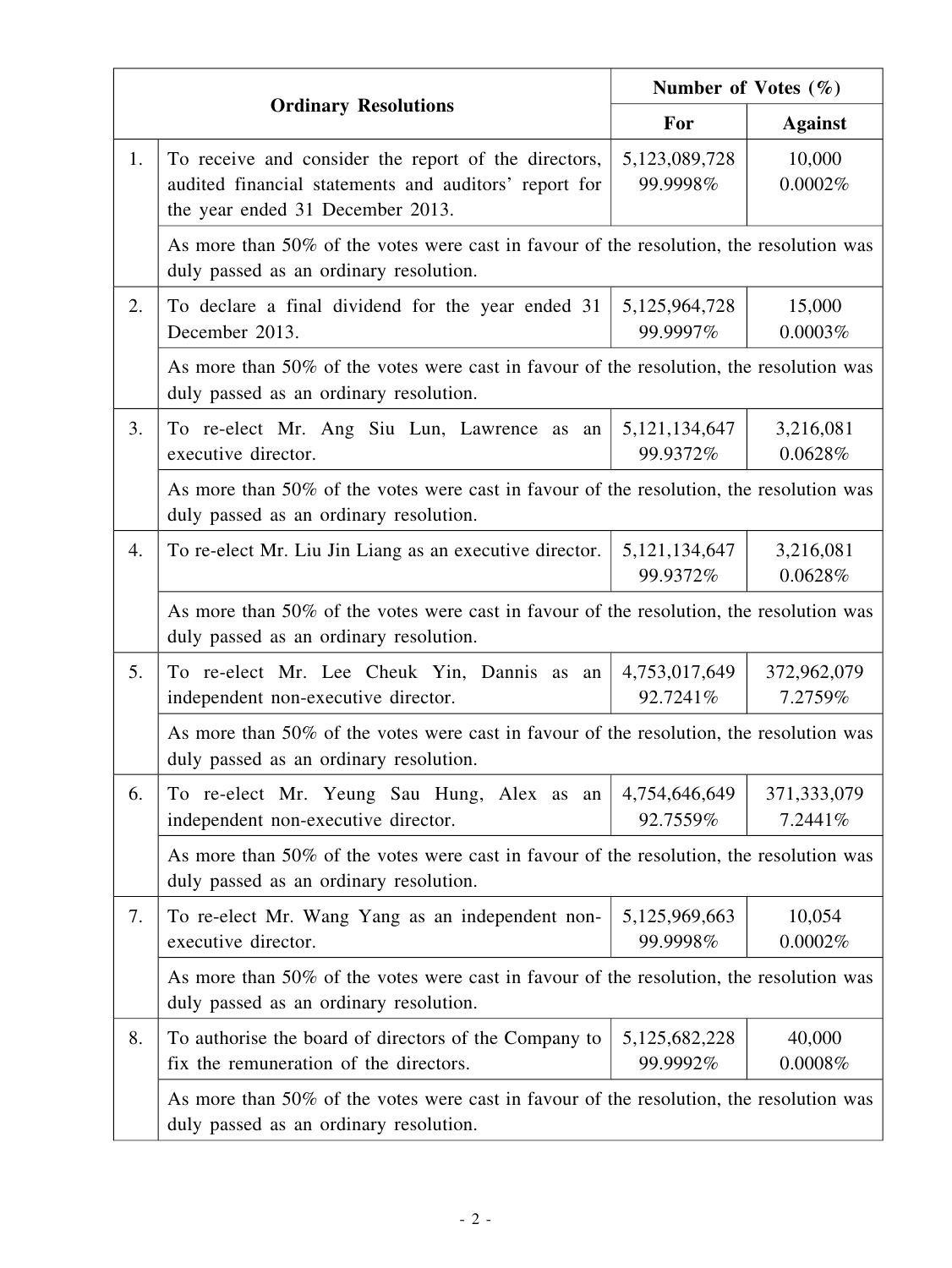| | Ordinary Resolutions | Number of Votes (%) | |
|---|---|---|---|
| | | For | Against |
| 1. | To receive and consider the report of the directors, audited financial statements and auditors' report for the year ended 31 December 2013. | 5,123,089,728 99.9998% | 10,000 0.0002% |
| | As more than 50% of the votes were cast in favour of the resolution, the resolution was duly passed as an ordinary resolution. | | |
| 2. | To declare a final dividend for the year ended 31 December 2013. | 5,125,964,728 99.9997% | 15,000 0.0003% |
| | As more than 50% of the votes were cast in favour of the resolution, the resolution was duly passed as an ordinary resolution. | | |
| 3. | To re-elect Mr. Ang Siu Lun, Lawrence as an executive director. | 5,121,134,647 99.9372% | 3,216,081 0.0628% |
| | As more than 50% of the votes were cast in favour of the resolution, the resolution was duly passed as an ordinary resolution. | | |
| 4. | To re-elect Mr. Liu Jin Liang as an executive director. | 5,121,134,647 99.9372% | 3,216,081 0.0628% |
| | As more than 50% of the votes were cast in favour of the resolution, the resolution was duly passed as an ordinary resolution. | | |
| 5. | To re-elect Mr. Lee Cheuk Yin, Dannis as an independent non-executive director. | 4,753,017,649 92.7241% | 372,962,079 7.2759% |
| | As more than 50% of the votes were cast in favour of the resolution, the resolution was duly passed as an ordinary resolution. | | |
| 6. | To re-elect Mr. Yeung Sau Hung, Alex as an independent non-executive director. | 4,754,646,649 92.7559% | 371,333,079 7.2441% |
| | As more than 50% of the votes were cast in favour of the resolution, the resolution was duly passed as an ordinary resolution. | | |
| 7. | To re-elect Mr. Wang Yang as an independent non-executive director. | 5,125,969,663 99.9998% | 10,054 0.0002% |
| | As more than 50% of the votes were cast in favour of the resolution, the resolution was duly passed as an ordinary resolution. | | |
| 8. | To authorise the board of directors of the Company to fix the remuneration of the directors. | 5,125,682,228 99.9992% | 40,000 0.0008% |
| | As more than 50% of the votes were cast in favour of the resolution, the resolution was duly passed as an ordinary resolution. | | |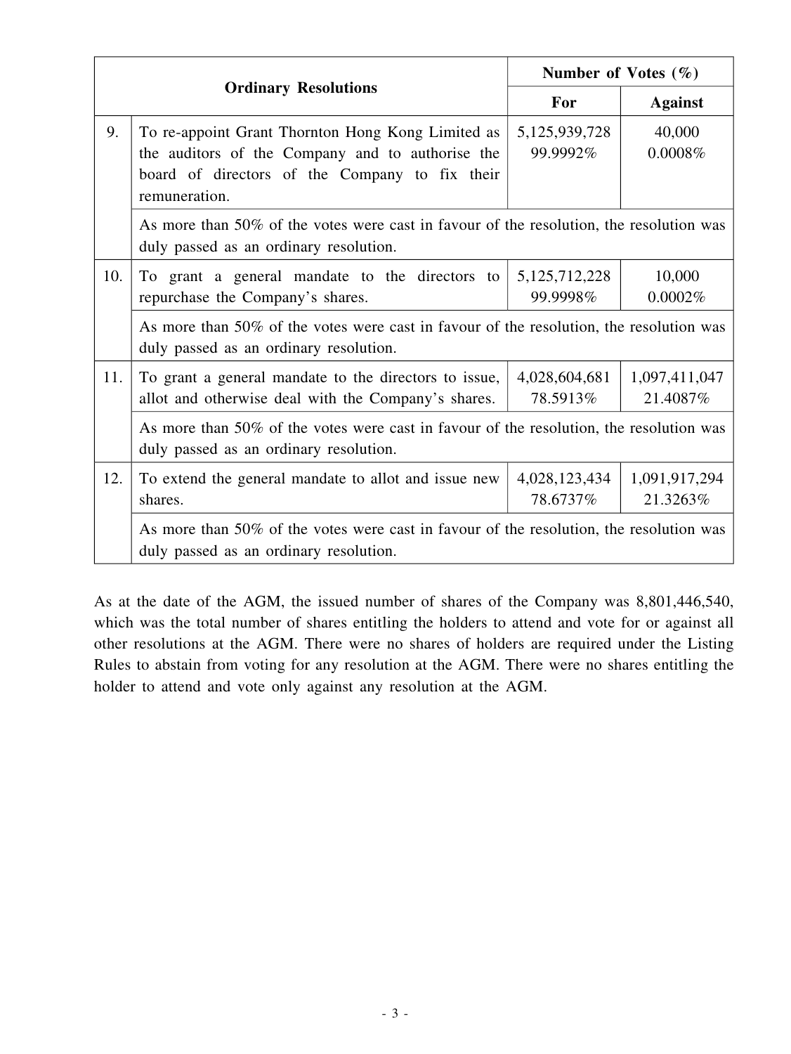| | Ordinary Resolutions | Number of Votes (%) | |
|---|---|---|---|
| | | For | Against |
| 9. | To re-appoint Grant Thornton Hong Kong Limited as the auditors of the Company and to authorise the board of directors of the Company to fix their remuneration. | 5,125,939,728 99.9992% | 40,000 0.0008% |
| | As more than 50% of the votes were cast in favour of the resolution, the resolution was duly passed as an ordinary resolution. | | |
| 10. | To grant a general mandate to the directors to repurchase the Company's shares. | 5,125,712,228 99.9998% | 10,000 0.0002% |
| | As more than 50% of the votes were cast in favour of the resolution, the resolution was duly passed as an ordinary resolution. | | |
| 11. | To grant a general mandate to the directors to issue, allot and otherwise deal with the Company's shares. | 4,028,604,681 78.5913% | 1,097,411,047 21.4087% |
| | As more than 50% of the votes were cast in favour of the resolution, the resolution was duly passed as an ordinary resolution. | | |
| 12. | To extend the general mandate to allot and issue new shares. | 4,028,123,434 78.6737% | 1,091,917,294 21.3263% |
| | As more than 50% of the votes were cast in favour of the resolution, the resolution was duly passed as an ordinary resolution. | | |

As at the date of the AGM, the issued number of shares of the Company was 8,801,446,540, which was the total number of shares entitling the holders to attend and vote for or against all other resolutions at the AGM. There were no shares of holders are required under the Listing Rules to abstain from voting for any resolution at the AGM. There were no shares entitling the holder to attend and vote only against any resolution at the AGM.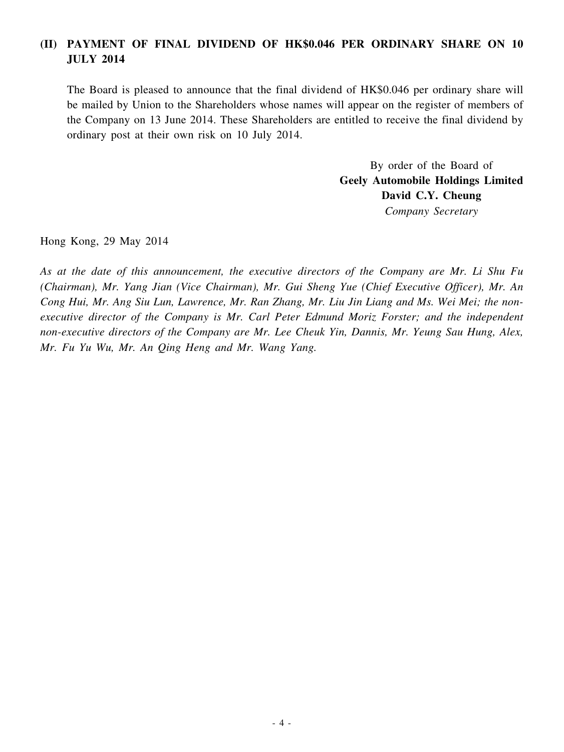## (II) PAYMENT OF FINAL DIVIDEND OF HK$0.046 PER ORDINARY SHARE ON 10 JULY 2014

The Board is pleased to announce that the final dividend of HK$0.046 per ordinary share will be mailed by Union to the Shareholders whose names will appear on the register of members of the Company on 13 June 2014. These Shareholders are entitled to receive the final dividend by ordinary post at their own risk on 10 July 2014.

By order of the Board of
**Geely Automobile Holdings Limited**
**David C.Y. Cheung**
*Company Secretary*

Hong Kong, 29 May 2014

*As at the date of this announcement, the executive directors of the Company are Mr. Li Shu Fu (Chairman), Mr. Yang Jian (Vice Chairman), Mr. Gui Sheng Yue (Chief Executive Officer), Mr. An Cong Hui, Mr. Ang Siu Lun, Lawrence, Mr. Ran Zhang, Mr. Liu Jin Liang and Ms. Wei Mei; the non-executive director of the Company is Mr. Carl Peter Edmund Moriz Forster; and the independent non-executive directors of the Company are Mr. Lee Cheuk Yin, Dannis, Mr. Yeung Sau Hung, Alex, Mr. Fu Yu Wu, Mr. An Qing Heng and Mr. Wang Yang.*